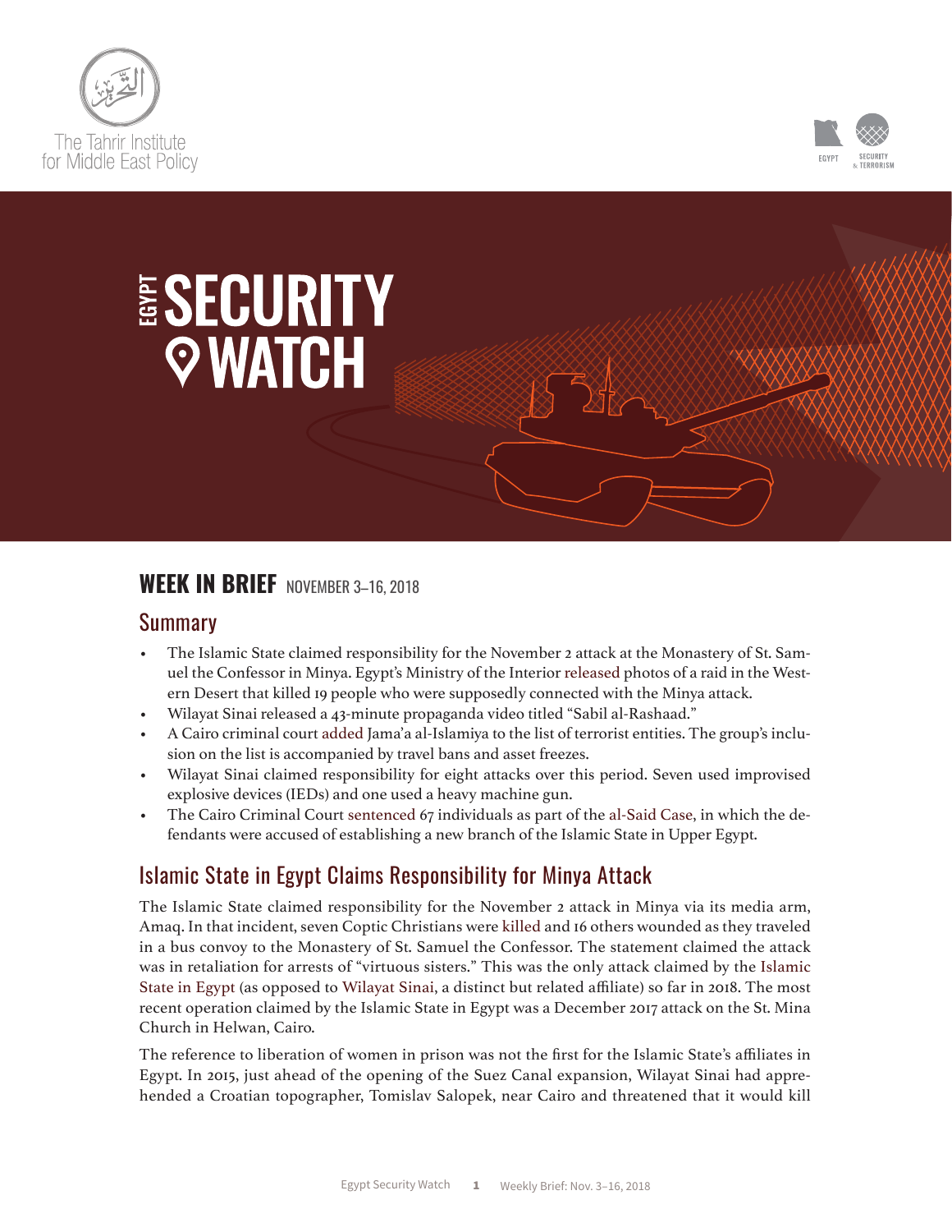# EGYPT SECURITY WATCH

## WEEK IN BRIEF NOVEMBER 3–16, 2018

### Summary

- The Islamic State claimed responsibility for the November 2 attack at the Monastery of St. Samuel the Confessor in Minya. Egypt's Ministry of the Interior released photos of a raid in the Western Desert that killed 19 people who were supposedly connected with the Minya attack.
- Wilayat Sinai released a 43-minute propaganda video titled "Sabil al-Rashaad."
- A Cairo criminal court added Jama'a al-Islamiya to the list of terrorist entities. The group's inclusion on the list is accompanied by travel bans and asset freezes.
- Wilayat Sinai claimed responsibility for eight attacks over this period. Seven used improvised explosive devices (IEDs) and one used a heavy machine gun.
- The Cairo Criminal Court sentenced 67 individuals as part of the al-Said Case, in which the defendants were accused of establishing a new branch of the Islamic State in Upper Egypt.

### Islamic State in Egypt Claims Responsibility for Minya Attack

The Islamic State claimed responsibility for the November 2 attack in Minya via its media arm, Amaq. In that incident, seven Coptic Christians were killed and 16 others wounded as they traveled in a bus convoy to the Monastery of St. Samuel the Confessor. The statement claimed the attack was in retaliation for arrests of "virtuous sisters." This was the only attack claimed by the Islamic State in Egypt (as opposed to Wilayat Sinai, a distinct but related affiliate) so far in 2018. The most recent operation claimed by the Islamic State in Egypt was a December 2017 attack on the St. Mina Church in Helwan, Cairo.

The reference to liberation of women in prison was not the first for the Islamic State's affiliates in Egypt. In 2015, just ahead of the opening of the Suez Canal expansion, Wilayat Sinai had apprehended a Croatian topographer, Tomislav Salopek, near Cairo and threatened that it would kill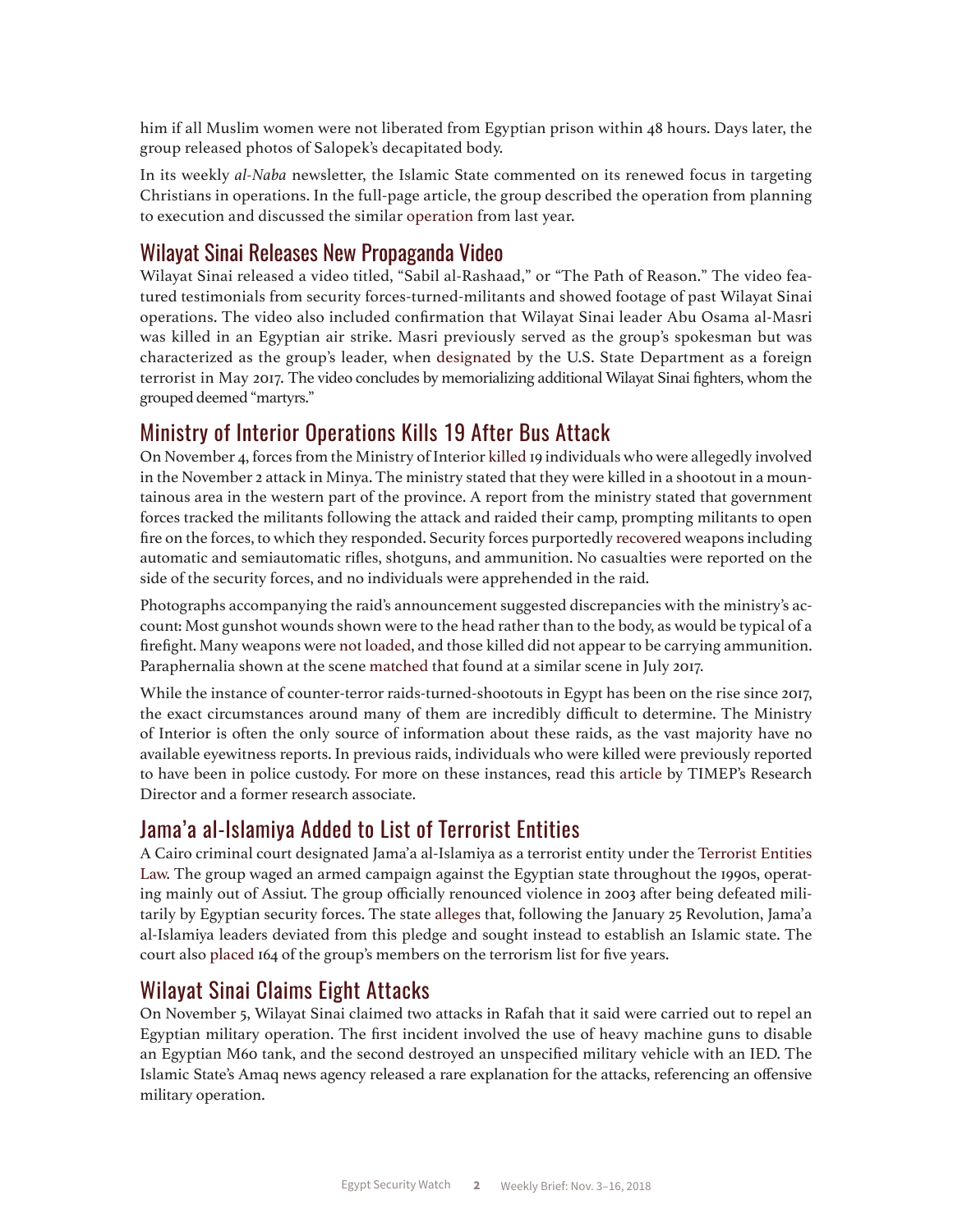him if all Muslim women were not liberated from Egyptian prison within 48 hours. Days later, the group released photos of Salopek's decapitated body.

In its weekly *al-Naba* newsletter, the Islamic State commented on its renewed focus in targeting Christians in operations. In the full-page article, the group described the operation from planning to execution and discussed the similar operation from last year.

## Wilayat Sinai Releases New Propaganda Video

Wilayat Sinai released a video titled, "Sabil al-Rashaad," or "The Path of Reason." The video featured testimonials from security forces-turned-militants and showed footage of past Wilayat Sinai operations. The video also included confirmation that Wilayat Sinai leader Abu Osama al-Masri was killed in an Egyptian air strike. Masri previously served as the group's spokesman but was characterized as the group's leader, when designated by the U.S. State Department as a foreign terrorist in May 2017. The video concludes by memorializing additional Wilayat Sinai fighters, whom the grouped deemed "martyrs."

## Ministry of Interior Operations Kills 19 After Bus Attack

On November 4, forces from the Ministry of Interior killed 19 individuals who were allegedly involved in the November 2 attack in Minya. The ministry stated that they were killed in a shootout in a mountainous area in the western part of the province. A report from the ministry stated that government forces tracked the militants following the attack and raided their camp, prompting militants to open fire on the forces, to which they responded. Security forces purportedly recovered weapons including automatic and semiautomatic rifles, shotguns, and ammunition. No casualties were reported on the side of the security forces, and no individuals were apprehended in the raid.

Photographs accompanying the raid's announcement suggested discrepancies with the ministry's account: Most gunshot wounds shown were to the head rather than to the body, as would be typical of a firefight. Many weapons were not loaded, and those killed did not appear to be carrying ammunition. Paraphernalia shown at the scene matched that found at a similar scene in July 2017.

While the instance of counter-terror raids-turned-shootouts in Egypt has been on the rise since 2017, the exact circumstances around many of them are incredibly difficult to determine. The Ministry of Interior is often the only source of information about these raids, as the vast majority have no available eyewitness reports. In previous raids, individuals who were killed were previously reported to have been in police custody. For more on these instances, read this article by TIMEP's Research Director and a former research associate.

## Jama'a al-Islamiya Added to List of Terrorist Entities

A Cairo criminal court designated Jama'a al-Islamiya as a terrorist entity under the Terrorist Entities Law. The group waged an armed campaign against the Egyptian state throughout the 1990s, operating mainly out of Assiut. The group officially renounced violence in 2003 after being defeated militarily by Egyptian security forces. The state alleges that, following the January 25 Revolution, Jama'a al-Islamiya leaders deviated from this pledge and sought instead to establish an Islamic state. The court also placed 164 of the group's members on the terrorism list for five years.

## Wilayat Sinai Claims Eight Attacks

On November 5, Wilayat Sinai claimed two attacks in Rafah that it said were carried out to repel an Egyptian military operation. The first incident involved the use of heavy machine guns to disable an Egyptian M60 tank, and the second destroyed an unspecified military vehicle with an IED. The Islamic State's Amaq news agency released a rare explanation for the attacks, referencing an offensive military operation.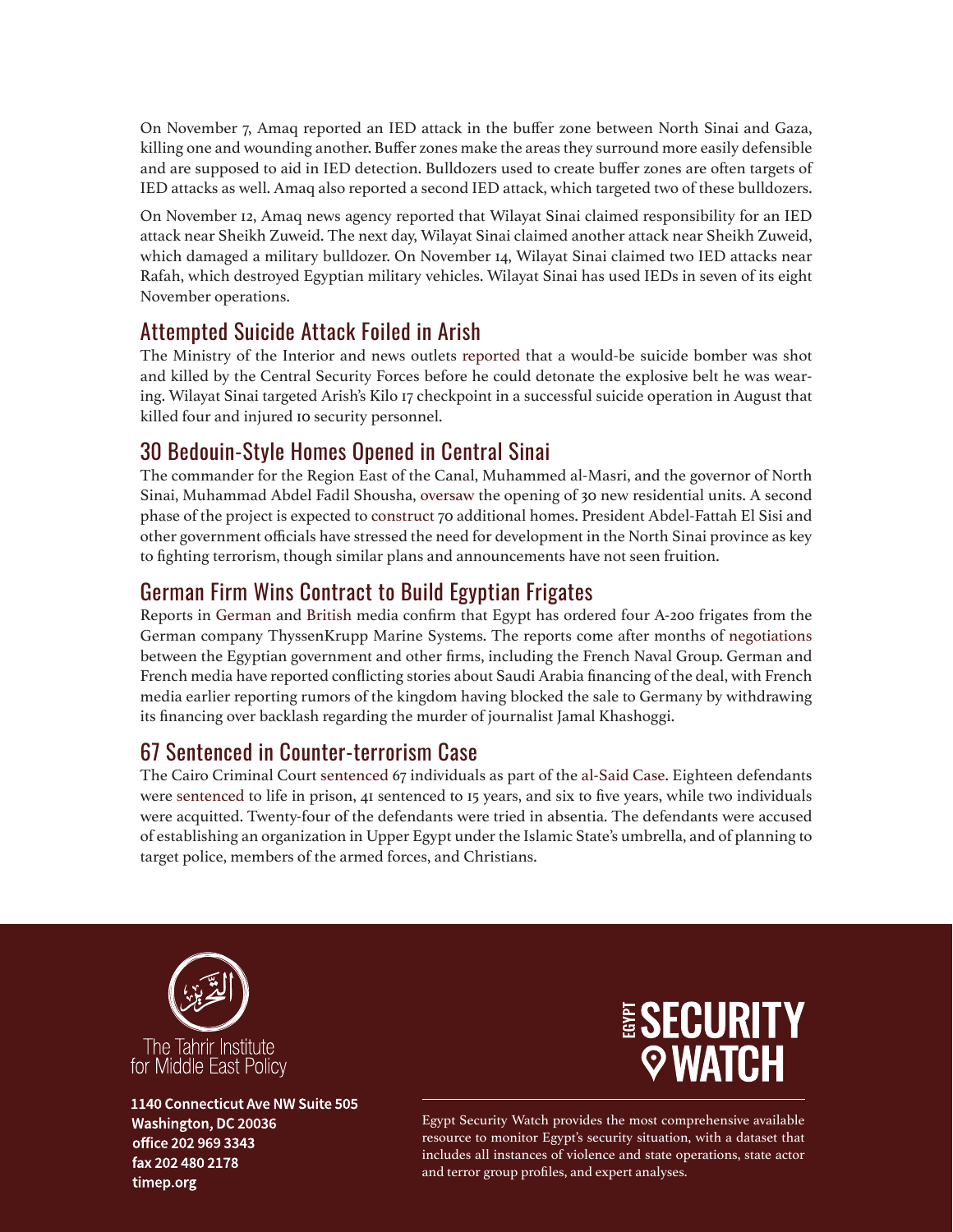On November 7, Amaq reported an IED attack in the buffer zone between North Sinai and Gaza, killing one and wounding another. Buffer zones make the areas they surround more easily defensible and are supposed to aid in IED detection. Bulldozers used to create buffer zones are often targets of IED attacks as well. Amaq also reported a second IED attack, which targeted two of these bulldozers.

On November 12, Amaq news agency reported that Wilayat Sinai claimed responsibility for an IED attack near Sheikh Zuweid. The next day, Wilayat Sinai claimed another attack near Sheikh Zuweid, which damaged a military bulldozer. On November 14, Wilayat Sinai claimed two IED attacks near Rafah, which destroyed Egyptian military vehicles. Wilayat Sinai has used IEDs in seven of its eight November operations.

## Attempted Suicide Attack Foiled in Arish

The Ministry of the Interior and news outlets reported that a would-be suicide bomber was shot and killed by the Central Security Forces before he could detonate the explosive belt he was wearing. Wilayat Sinai targeted Arish's Kilo 17 checkpoint in a successful suicide operation in August that killed four and injured 10 security personnel.

## 30 Bedouin-Style Homes Opened in Central Sinai

The commander for the Region East of the Canal, Muhammed al-Masri, and the governor of North Sinai, Muhammad Abdel Fadil Shousha, oversaw the opening of 30 new residential units. A second phase of the project is expected to construct 70 additional homes. President Abdel-Fattah El Sisi and other government officials have stressed the need for development in the North Sinai province as key to fighting terrorism, though similar plans and announcements have not seen fruition.

## German Firm Wins Contract to Build Egyptian Frigates

Reports in German and British media confirm that Egypt has ordered four A-200 frigates from the German company ThyssenKrupp Marine Systems. The reports come after months of negotiations between the Egyptian government and other firms, including the French Naval Group. German and French media have reported conflicting stories about Saudi Arabia financing of the deal, with French media earlier reporting rumors of the kingdom having blocked the sale to Germany by withdrawing its financing over backlash regarding the murder of journalist Jamal Khashoggi.

## 67 Sentenced in Counter-terrorism Case

The Cairo Criminal Court sentenced 67 individuals as part of the al-Said Case. Eighteen defendants were sentenced to life in prison, 41 sentenced to 15 years, and six to five years, while two individuals were acquitted. Twenty-four of the defendants were tried in absentia. The defendants were accused of establishing an organization in Upper Egypt under the Islamic State's umbrella, and of planning to target police, members of the armed forces, and Christians.

The Tahrir Institute for Middle East Policy

**1140 Connecticut Ave NW Suite 505**
**Washington, DC 20036**
**office 202 969 3343**
**fax 202 480 2178**
**timep.org**

EGYPT SECURITY WATCH

Egypt Security Watch provides the most comprehensive available resource to monitor Egypt's security situation, with a dataset that includes all instances of violence and state operations, state actor and terror group profiles, and expert analyses.